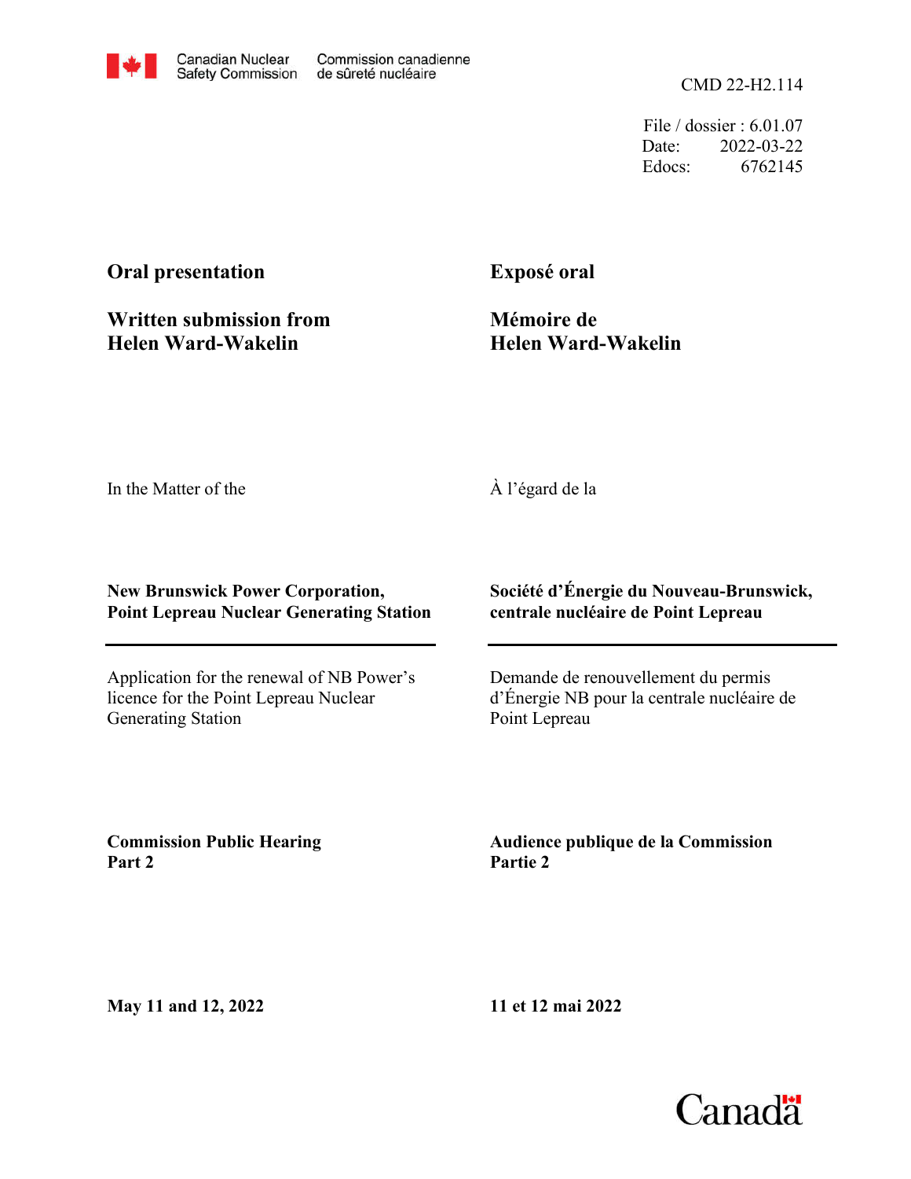Canadian Nuclear Safety Commission / Commission canadienne de sûreté nucléaire

CMD 22-H2.114

File / dossier : 6.01.07
Date: 2022-03-22
Edocs: 6762145

**Oral presentation**

**Written submission from Helen Ward-Wakelin**

**Exposé oral**

**Mémoire de Helen Ward-Wakelin**

In the Matter of the

À l'égard de la

**New Brunswick Power Corporation, Point Lepreau Nuclear Generating Station**

**Société d'Énergie du Nouveau-Brunswick, centrale nucléaire de Point Lepreau**

Application for the renewal of NB Power's licence for the Point Lepreau Nuclear Generating Station

Demande de renouvellement du permis d'Énergie NB pour la centrale nucléaire de Point Lepreau

**Commission Public Hearing Part 2**

**Audience publique de la Commission Partie 2**

**May 11 and 12, 2022**

**11 et 12 mai 2022**

Canada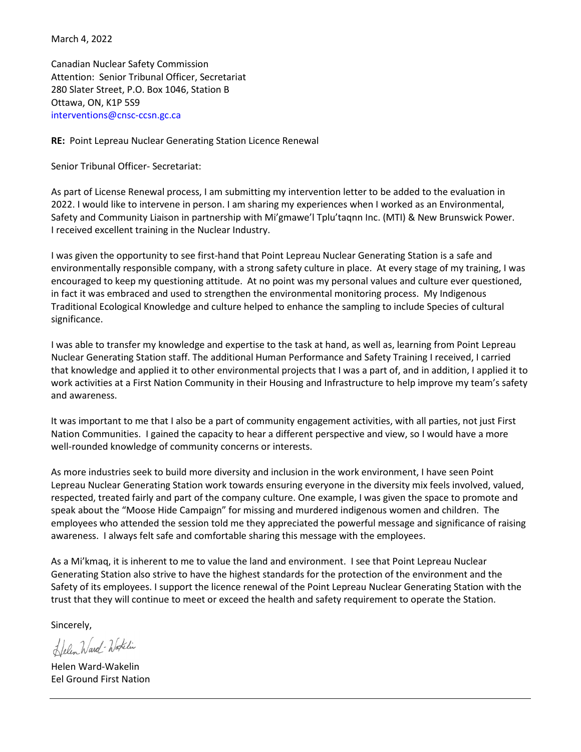March 4, 2022

Canadian Nuclear Safety Commission
Attention: Senior Tribunal Officer, Secretariat
280 Slater Street, P.O. Box 1046, Station B
Ottawa, ON, K1P 5S9
interventions@cnsc-ccsn.gc.ca

**RE:** Point Lepreau Nuclear Generating Station Licence Renewal

Senior Tribunal Officer- Secretariat:

As part of License Renewal process, I am submitting my intervention letter to be added to the evaluation in 2022. I would like to intervene in person. I am sharing my experiences when I worked as an Environmental, Safety and Community Liaison in partnership with Mi'gmawe'l Tplu'taqnn Inc. (MTI) & New Brunswick Power. I received excellent training in the Nuclear Industry.

I was given the opportunity to see first-hand that Point Lepreau Nuclear Generating Station is a safe and environmentally responsible company, with a strong safety culture in place. At every stage of my training, I was encouraged to keep my questioning attitude. At no point was my personal values and culture ever questioned, in fact it was embraced and used to strengthen the environmental monitoring process. My Indigenous Traditional Ecological Knowledge and culture helped to enhance the sampling to include Species of cultural significance.

I was able to transfer my knowledge and expertise to the task at hand, as well as, learning from Point Lepreau Nuclear Generating Station staff. The additional Human Performance and Safety Training I received, I carried that knowledge and applied it to other environmental projects that I was a part of, and in addition, I applied it to work activities at a First Nation Community in their Housing and Infrastructure to help improve my team's safety and awareness.

It was important to me that I also be a part of community engagement activities, with all parties, not just First Nation Communities. I gained the capacity to hear a different perspective and view, so I would have a more well-rounded knowledge of community concerns or interests.

As more industries seek to build more diversity and inclusion in the work environment, I have seen Point Lepreau Nuclear Generating Station work towards ensuring everyone in the diversity mix feels involved, valued, respected, treated fairly and part of the company culture. One example, I was given the space to promote and speak about the "Moose Hide Campaign" for missing and murdered indigenous women and children. The employees who attended the session told me they appreciated the powerful message and significance of raising awareness. I always felt safe and comfortable sharing this message with the employees.

As a Mi'kmaq, it is inherent to me to value the land and environment. I see that Point Lepreau Nuclear Generating Station also strive to have the highest standards for the protection of the environment and the Safety of its employees. I support the licence renewal of the Point Lepreau Nuclear Generating Station with the trust that they will continue to meet or exceed the health and safety requirement to operate the Station.

Sincerely,

Helen Ward-Wakelin

Helen Ward-Wakelin
Eel Ground First Nation